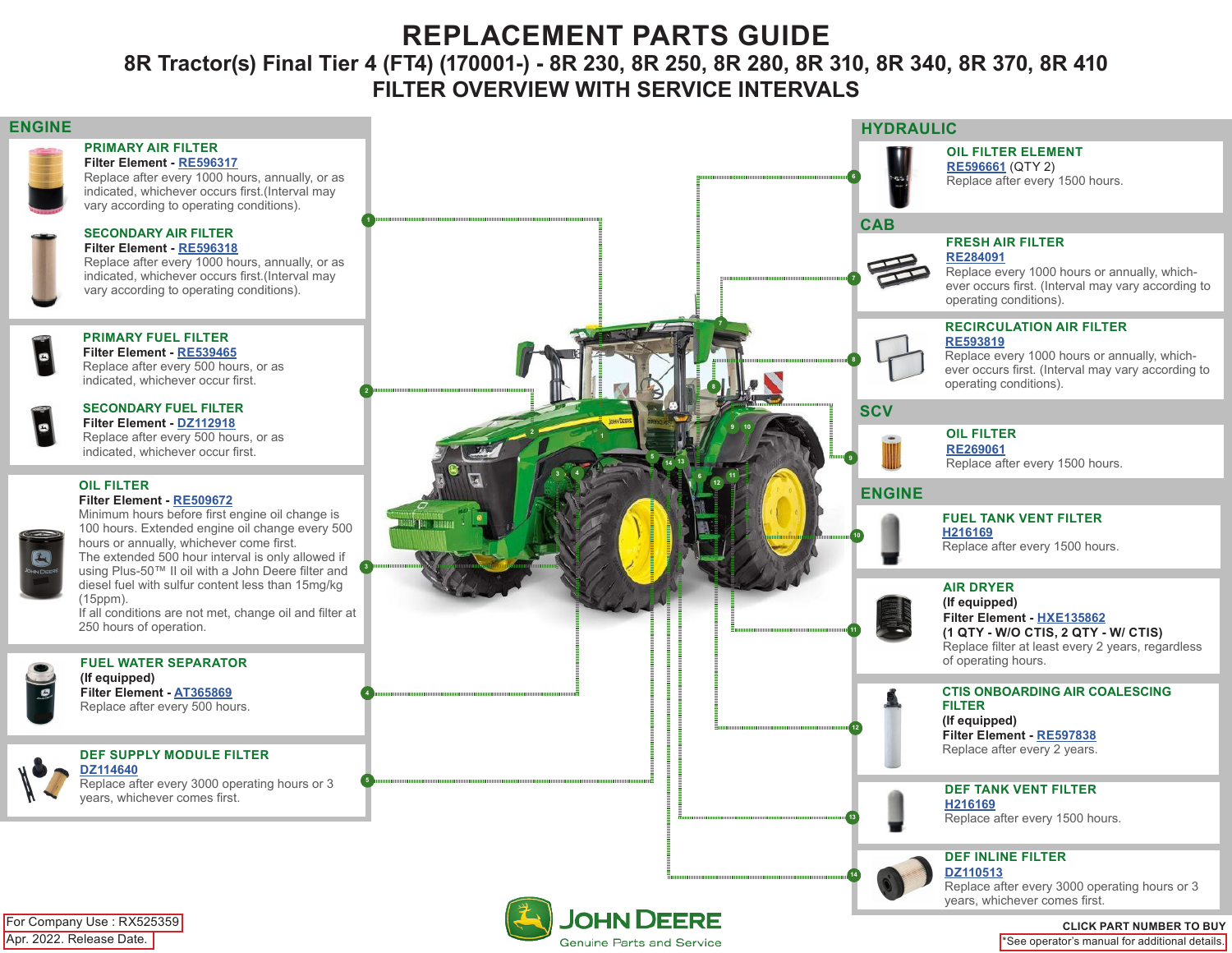# REPLACEMENT PARTS GUIDE

## 8R Tractor(s) Final Tier 4 (FT4) (170001-) - 8R 230, 8R 250, 8R 280, 8R 310, 8R 340, 8R 370, 8R 410

## FILTER OVERVIEW WITH SERVICE INTERVALS

### ENGINE

**PRIMARY AIR FILTER** (1)
**Filter Element - RE596317**
Replace after every 1000 hours, annually, or as indicated, whichever occurs first.(Interval may vary according to operating conditions).

**SECONDARY AIR FILTER** (1)
**Filter Element - RE596318**
Replace after every 1000 hours, annually, or as indicated, whichever occurs first.(Interval may vary according to operating conditions).

**PRIMARY FUEL FILTER** (2)
**Filter Element - RE539465**
Replace after every 500 hours, or as indicated, whichever occur first.

**SECONDARY FUEL FILTER** (2)
**Filter Element - DZ112918**
Replace after every 500 hours, or as indicated, whichever occur first.

**OIL FILTER** (3)
**Filter Element - RE509672**
Minimum hours before first engine oil change is 100 hours. Extended engine oil change every 500 hours or annually, whichever come first.
The extended 500 hour interval is only allowed if using Plus-50™ II oil with a John Deere filter and diesel fuel with sulfur content less than 15mg/kg (15ppm).
If all conditions are not met, change oil and filter at 250 hours of operation.

**FUEL WATER SEPARATOR** (4)
**(If equipped)**
**Filter Element - AT365869**
Replace after every 500 hours.

**DEF SUPPLY MODULE FILTER** (5)
DZ114640
Replace after every 3000 operating hours or 3 years, whichever comes first.

### HYDRAULIC

**OIL FILTER ELEMENT** (6)
RE596661 (QTY 2)
Replace after every 1500 hours.

### CAB

**FRESH AIR FILTER** (7)
RE284091
Replace every 1000 hours or annually, whichever occurs first. (Interval may vary according to operating conditions).

**RECIRCULATION AIR FILTER** (8)
RE593819
Replace every 1000 hours or annually, whichever occurs first. (Interval may vary according to operating conditions).

### SCV

**OIL FILTER** (9)
RE269061
Replace after every 1500 hours.

### ENGINE

**FUEL TANK VENT FILTER** (10)
H216169
Replace after every 1500 hours.

**AIR DRYER** (11)
**(If equipped)**
**Filter Element - HXE135862**
**(1 QTY - W/O CTIS, 2 QTY - W/ CTIS)**
Replace filter at least every 2 years, regardless of operating hours.

**CTIS ONBOARDING AIR COALESCING FILTER** (12)
**(If equipped)**
**Filter Element - RE597838**
Replace after every 2 years.

**DEF TANK VENT FILTER** (13)
H216169
Replace after every 1500 hours.

**DEF INLINE FILTER** (14)
DZ110513
Replace after every 3000 operating hours or 3 years, whichever comes first.

For Company Use : RX525359
Apr. 2022. Release Date.

JOHN DEERE
Genuine Parts and Service

**CLICK PART NUMBER TO BUY**
*See operator's manual for additional details.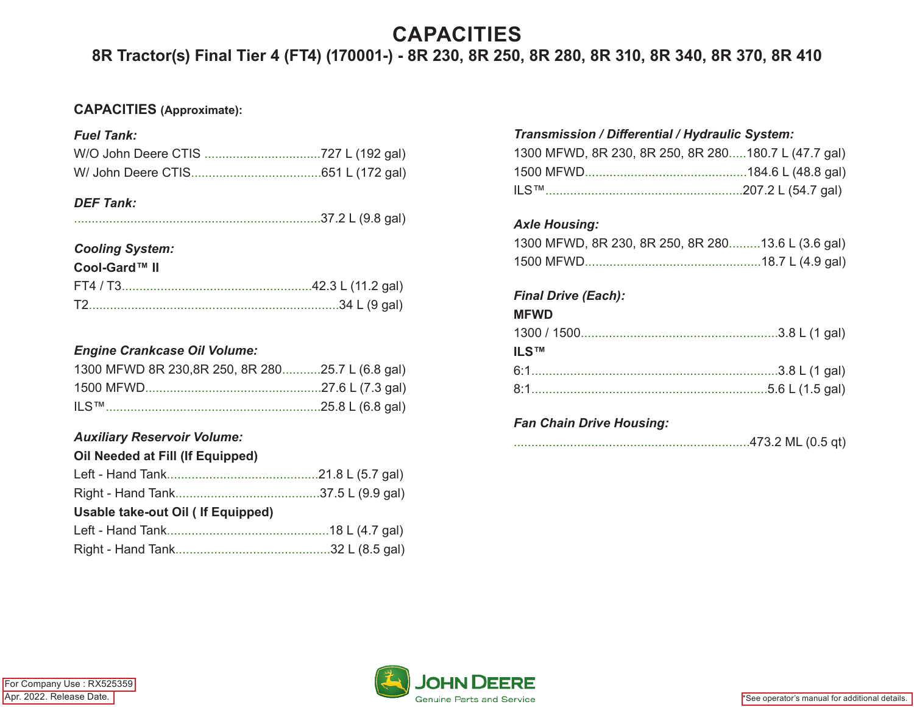# CAPACITIES

## 8R Tractor(s) Final Tier 4 (FT4) (170001-) - 8R 230, 8R 250, 8R 280, 8R 310, 8R 340, 8R 370, 8R 410

### CAPACITIES (Approximate):

***Fuel Tank:***

W/O John Deere CTIS ................................727 L (192 gal)
W/ John Deere CTIS....................................651 L (172 gal)

***DEF Tank:***

......................................................................37.2 L (9.8 gal)

***Cooling System:***

**Cool-Gard™ II**

FT4 / T3.....................................................42.3 L (11.2 gal)
T2........................................................................34 L (9 gal)

***Engine Crankcase Oil Volume:***

1300 MFWD 8R 230,8R 250, 8R 280...........25.7 L (6.8 gal)
1500 MFWD..................................................27.6 L (7.3 gal)
ILS™.............................................................25.8 L (6.8 gal)

***Auxiliary Reservoir Volume:***

**Oil Needed at Fill (If Equipped)**

Left - Hand Tank...........................................21.8 L (5.7 gal)
Right - Hand Tank.........................................37.5 L (9.9 gal)

**Usable take-out Oil ( If Equipped)**

Left - Hand Tank..............................................18 L (4.7 gal)
Right - Hand Tank............................................32 L (8.5 gal)

***Transmission / Differential / Hydraulic System:***

1300 MFWD, 8R 230, 8R 250, 8R 280.....180.7 L (47.7 gal)
1500 MFWD.............................................184.6 L (48.8 gal)
ILS™.......................................................207.2 L (54.7 gal)

***Axle Housing:***

1300 MFWD, 8R 230, 8R 250, 8R 280.........13.6 L (3.6 gal)
1500 MFWD.................................................18.7 L (4.9 gal)

***Final Drive (Each):***

**MFWD**

1300 / 1500.......................................................3.8 L (1 gal)

**ILS™**

6:1.....................................................................3.8 L (1 gal)
8:1..................................................................5.6 L (1.5 gal)

***Fan Chain Drive Housing:***

...................................................................473.2 ML (0.5 qt)

For Company Use : RX525359
Apr. 2022. Release Date.

JOHN DEERE
Genuine Parts and Service

*See operator's manual for additional details.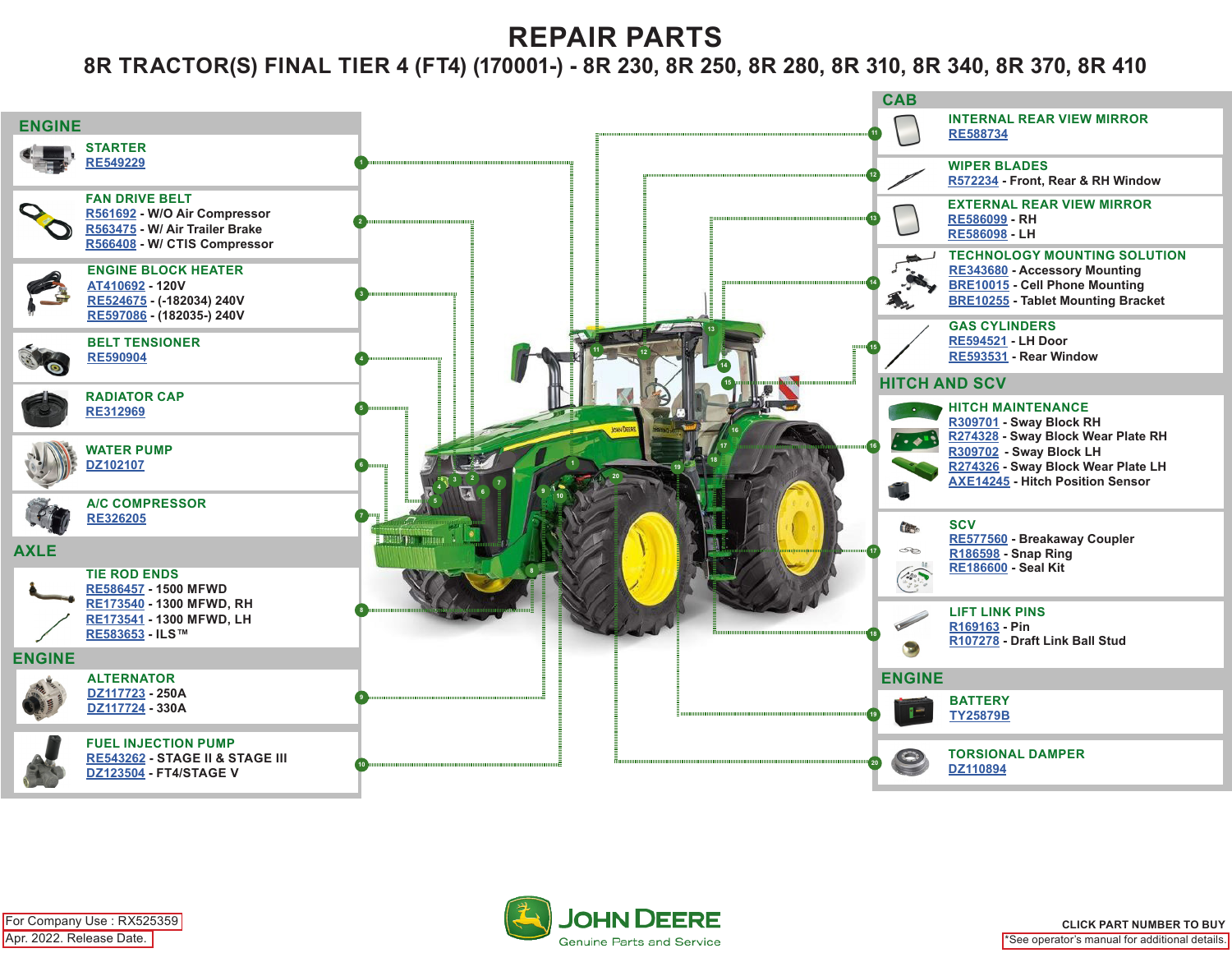# REPAIR PARTS

## 8R TRACTOR(S) FINAL TIER 4 (FT4) (170001-) - 8R 230, 8R 250, 8R 280, 8R 310, 8R 340, 8R 370, 8R 410

## ENGINE

**1 — STARTER**
RE549229

**2 — FAN DRIVE BELT**
R561692 - W/O Air Compressor
R563475 - W/ Air Trailer Brake
R566408 - W/ CTIS Compressor

**3 — ENGINE BLOCK HEATER**
AT410692 - 120V
RE524675 - (-182034) 240V
RE597086 - (182035-) 240V

**4 — BELT TENSIONER**
RE590904

**5 — RADIATOR CAP**
RE312969

**6 — WATER PUMP**
DZ102107

**7 — A/C COMPRESSOR**
RE326205

## AXLE

**8 — TIE ROD ENDS**
RE586457 - 1500 MFWD
RE173540 - 1300 MFWD, RH
RE173541 - 1300 MFWD, LH
RE583653 - ILS™

## ENGINE

**9 — ALTERNATOR**
DZ117723 - 250A
DZ117724 - 330A

**10 — FUEL INJECTION PUMP**
RE543262 - STAGE II & STAGE III
DZ123504 - FT4/STAGE V

## CAB

**11 — INTERNAL REAR VIEW MIRROR**
RE588734

**12 — WIPER BLADES**
R572234 - Front, Rear & RH Window

**13 — EXTERNAL REAR VIEW MIRROR**
RE586099 - RH
RE586098 - LH

**14 — TECHNOLOGY MOUNTING SOLUTION**
RE343680 - Accessory Mounting
BRE10015 - Cell Phone Mounting
BRE10255 - Tablet Mounting Bracket

**15 — GAS CYLINDERS**
RE594521 - LH Door
RE593531 - Rear Window

## HITCH AND SCV

**16 — HITCH MAINTENANCE**
R309701 - Sway Block RH
R274328 - Sway Block Wear Plate RH
R309702 - Sway Block LH
R274326 - Sway Block Wear Plate LH
AXE14245 - Hitch Position Sensor

**17 — SCV**
RE577560 - Breakaway Coupler
R186598 - Snap Ring
RE186600 - Seal Kit

**18 — LIFT LINK PINS**
R169163 - Pin
R107278 - Draft Link Ball Stud

## ENGINE

**19 — BATTERY**
TY25879B

**20 — TORSIONAL DAMPER**
DZ110894

For Company Use : RX525359
Apr. 2022. Release Date.

JOHN DEERE
Genuine Parts and Service

CLICK PART NUMBER TO BUY
*See operator's manual for additional details.